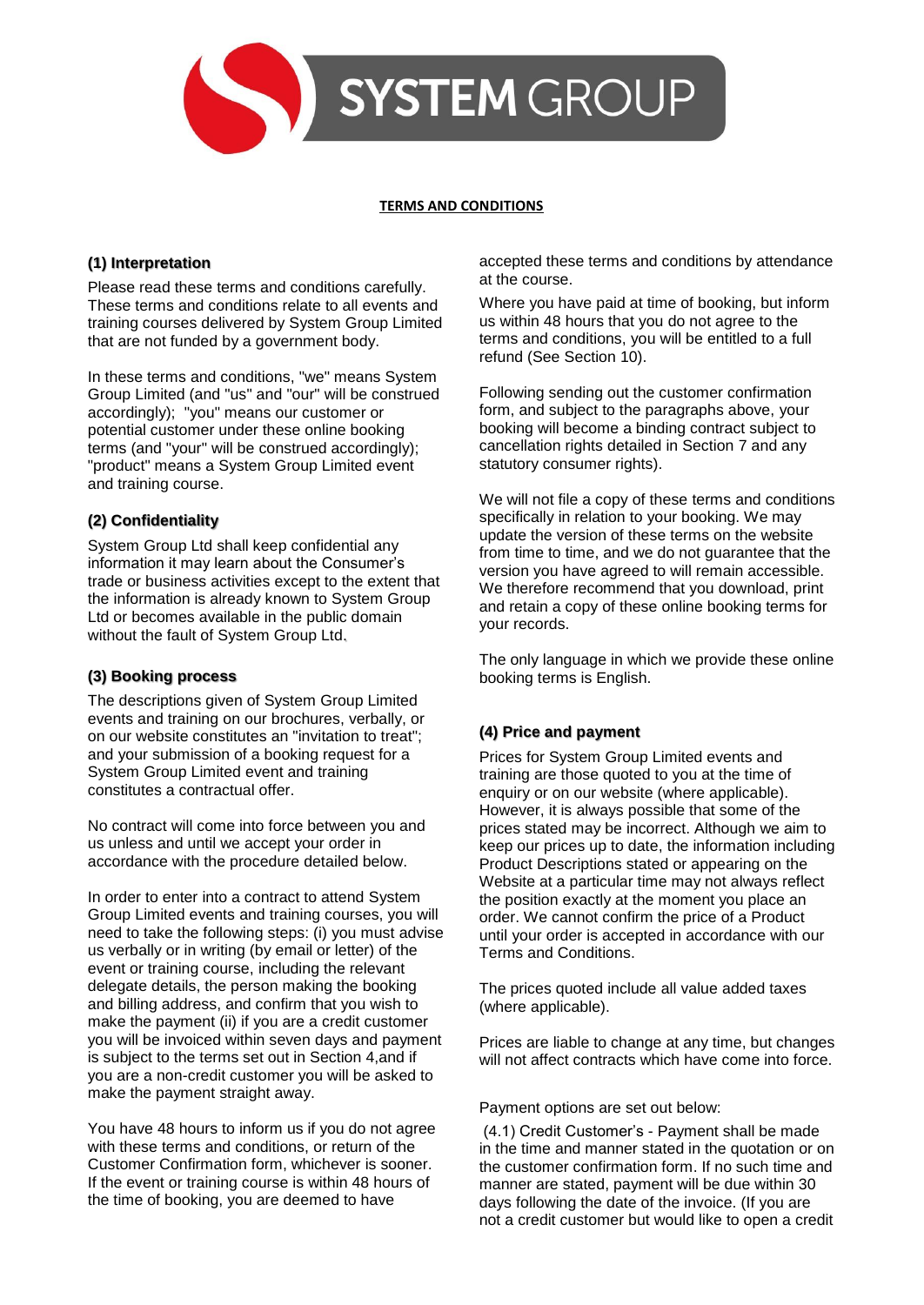# TERMS AND CONDITIONS

## (1) Interpretation

Please read these terms and conditions carefully. These terms and conditions relate to all events and training courses delivered by System Group Limited that are not funded by a government body.

In these terms and conditions, "we" means System Group Limited (and "us" and "our" will be construed accordingly); "you" means our customer or potential customer under these online booking terms (and "your" will be construed accordingly); "product" means a System Group Limited event and training course.

## (2) Confidentiality

System Group Ltd shall keep confidential any information it may learn about the Consumer's trade or business activities except to the extent that the information is already known to System Group Ltd or becomes available in the public domain without the fault of System Group Ltd.

## (3) Booking process

The descriptions given of System Group Limited events and training on our brochures, verbally, or on our website constitutes an "invitation to treat"; and your submission of a booking request for a System Group Limited event and training constitutes a contractual offer.

No contract will come into force between you and us unless and until we accept your order in accordance with the procedure detailed below.

In order to enter into a contract to attend System Group Limited events and training courses, you will need to take the following steps: (i) you must advise us verbally or in writing (by email or letter) of the event or training course, including the relevant delegate details, the person making the booking and billing address, and confirm that you wish to make the payment (ii) if you are a credit customer you will be invoiced within seven days and payment is subject to the terms set out in Section 4,and if you are a non-credit customer you will be asked to make the payment straight away.

You have 48 hours to inform us if you do not agree with these terms and conditions, or return of the Customer Confirmation form, whichever is sooner. If the event or training course is within 48 hours of the time of booking, you are deemed to have accepted these terms and conditions by attendance at the course.

Where you have paid at time of booking, but inform us within 48 hours that you do not agree to the terms and conditions, you will be entitled to a full refund (See Section 10).

Following sending out the customer confirmation form, and subject to the paragraphs above, your booking will become a binding contract subject to cancellation rights detailed in Section 7 and any statutory consumer rights).

We will not file a copy of these terms and conditions specifically in relation to your booking. We may update the version of these terms on the website from time to time, and we do not guarantee that the version you have agreed to will remain accessible. We therefore recommend that you download, print and retain a copy of these online booking terms for your records.

The only language in which we provide these online booking terms is English.

## (4) Price and payment

Prices for System Group Limited events and training are those quoted to you at the time of enquiry or on our website (where applicable). However, it is always possible that some of the prices stated may be incorrect. Although we aim to keep our prices up to date, the information including Product Descriptions stated or appearing on the Website at a particular time may not always reflect the position exactly at the moment you place an order. We cannot confirm the price of a Product until your order is accepted in accordance with our Terms and Conditions.

The prices quoted include all value added taxes (where applicable).

Prices are liable to change at any time, but changes will not affect contracts which have come into force.

Payment options are set out below:

(4.1) Credit Customer's - Payment shall be made in the time and manner stated in the quotation or on the customer confirmation form. If no such time and manner are stated, payment will be due within 30 days following the date of the invoice. (If you are not a credit customer but would like to open a credit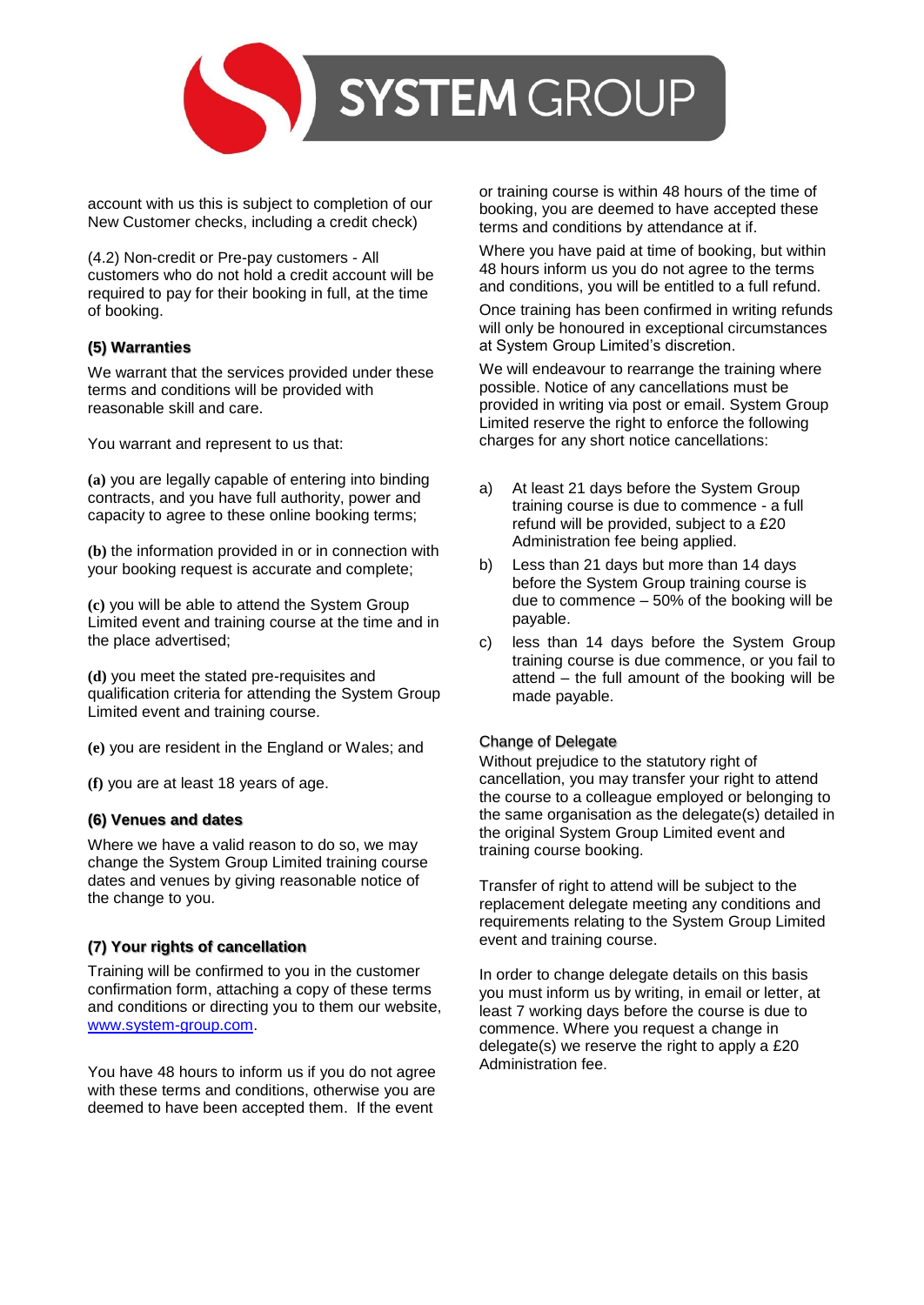account with us this is subject to completion of our New Customer checks, including a credit check)

(4.2) Non-credit or Pre-pay customers - All customers who do not hold a credit account will be required to pay for their booking in full, at the time of booking.

### (5) Warranties

We warrant that the services provided under these terms and conditions will be provided with reasonable skill and care.

You warrant and represent to us that:

**(a)** you are legally capable of entering into binding contracts, and you have full authority, power and capacity to agree to these online booking terms;

**(b)** the information provided in or in connection with your booking request is accurate and complete;

**(c)** you will be able to attend the System Group Limited event and training course at the time and in the place advertised;

**(d)** you meet the stated pre-requisites and qualification criteria for attending the System Group Limited event and training course.

**(e)** you are resident in the England or Wales; and

**(f)** you are at least 18 years of age.

### (6) Venues and dates

Where we have a valid reason to do so, we may change the System Group Limited training course dates and venues by giving reasonable notice of the change to you.

### (7) Your rights of cancellation

Training will be confirmed to you in the customer confirmation form, attaching a copy of these terms and conditions or directing you to them our website, [www.system-group.com](http://www.system-group.com).

You have 48 hours to inform us if you do not agree with these terms and conditions, otherwise you are deemed to have been accepted them. If the event or training course is within 48 hours of the time of booking, you are deemed to have accepted these terms and conditions by attendance at if.

Where you have paid at time of booking, but within 48 hours inform us you do not agree to the terms and conditions, you will be entitled to a full refund.

Once training has been confirmed in writing refunds will only be honoured in exceptional circumstances at System Group Limited's discretion.

We will endeavour to rearrange the training where possible. Notice of any cancellations must be provided in writing via post or email. System Group Limited reserve the right to enforce the following charges for any short notice cancellations:

a) At least 21 days before the System Group training course is due to commence - a full refund will be provided, subject to a £20 Administration fee being applied.

b) Less than 21 days but more than 14 days before the System Group training course is due to commence – 50% of the booking will be payable.

c) less than 14 days before the System Group training course is due to commence, or you fail to attend – the full amount of the booking will be made payable.

#### Change of Delegate

Without prejudice to the statutory right of cancellation, you may transfer your right to attend the course to a colleague employed or belonging to the same organisation as the delegate(s) detailed in the original System Group Limited event and training course booking.

Transfer of right to attend will be subject to the replacement delegate meeting any conditions and requirements relating to the System Group Limited event and training course.

In order to change delegate details on this basis you must inform us by writing, in email or letter, at least 7 working days before the course is due to commence. Where you request a change in delegate(s) we reserve the right to apply a £20 Administration fee.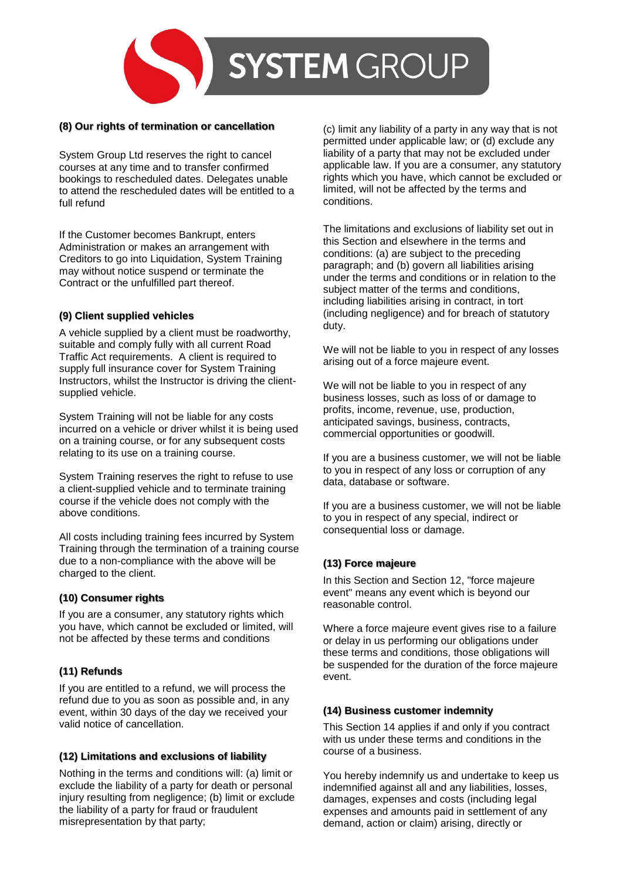### (8) Our rights of termination or cancellation

System Group Ltd reserves the right to cancel courses at any time and to transfer confirmed bookings to rescheduled dates. Delegates unable to attend the rescheduled dates will be entitled to a full refund

If the Customer becomes Bankrupt, enters Administration or makes an arrangement with Creditors to go into Liquidation, System Training may without notice suspend or terminate the Contract or the unfulfilled part thereof.

### (9) Client supplied vehicles

A vehicle supplied by a client must be roadworthy, suitable and comply fully with all current Road Traffic Act requirements. A client is required to supply full insurance cover for System Training Instructors, whilst the Instructor is driving the client-supplied vehicle.

System Training will not be liable for any costs incurred on a vehicle or driver whilst it is being used on a training course, or for any subsequent costs relating to its use on a training course.

System Training reserves the right to refuse to use a client-supplied vehicle and to terminate training course if the vehicle does not comply with the above conditions.

All costs including training fees incurred by System Training through the termination of a training course due to a non-compliance with the above will be charged to the client.

### (10) Consumer rights

If you are a consumer, any statutory rights which you have, which cannot be excluded or limited, will not be affected by these terms and conditions

### (11) Refunds

If you are entitled to a refund, we will process the refund due to you as soon as possible and, in any event, within 30 days of the day we received your valid notice of cancellation.

### (12) Limitations and exclusions of liability

Nothing in the terms and conditions will: (a) limit or exclude the liability of a party for death or personal injury resulting from negligence; (b) limit or exclude the liability of a party for fraud or fraudulent misrepresentation by that party; (c) limit any liability of a party in any way that is not permitted under applicable law; or (d) exclude any liability of a party that may not be excluded under applicable law. If you are a consumer, any statutory rights which you have, which cannot be excluded or limited, will not be affected by the terms and conditions.

The limitations and exclusions of liability set out in this Section and elsewhere in the terms and conditions: (a) are subject to the preceding paragraph; and (b) govern all liabilities arising under the terms and conditions or in relation to the subject matter of the terms and conditions, including liabilities arising in contract, in tort (including negligence) and for breach of statutory duty.

We will not be liable to you in respect of any losses arising out of a force majeure event.

We will not be liable to you in respect of any business losses, such as loss of or damage to profits, income, revenue, use, production, anticipated savings, business, contracts, commercial opportunities or goodwill.

If you are a business customer, we will not be liable to you in respect of any loss or corruption of any data, database or software.

If you are a business customer, we will not be liable to you in respect of any special, indirect or consequential loss or damage.

### (13) Force majeure

In this Section and Section 12, "force majeure event" means any event which is beyond our reasonable control.

Where a force majeure event gives rise to a failure or delay in us performing our obligations under these terms and conditions, those obligations will be suspended for the duration of the force majeure event.

### (14) Business customer indemnity

This Section 14 applies if and only if you contract with us under these terms and conditions in the course of a business.

You hereby indemnify us and undertake to keep us indemnified against all and any liabilities, losses, damages, expenses and costs (including legal expenses and amounts paid in settlement of any demand, action or claim) arising, directly or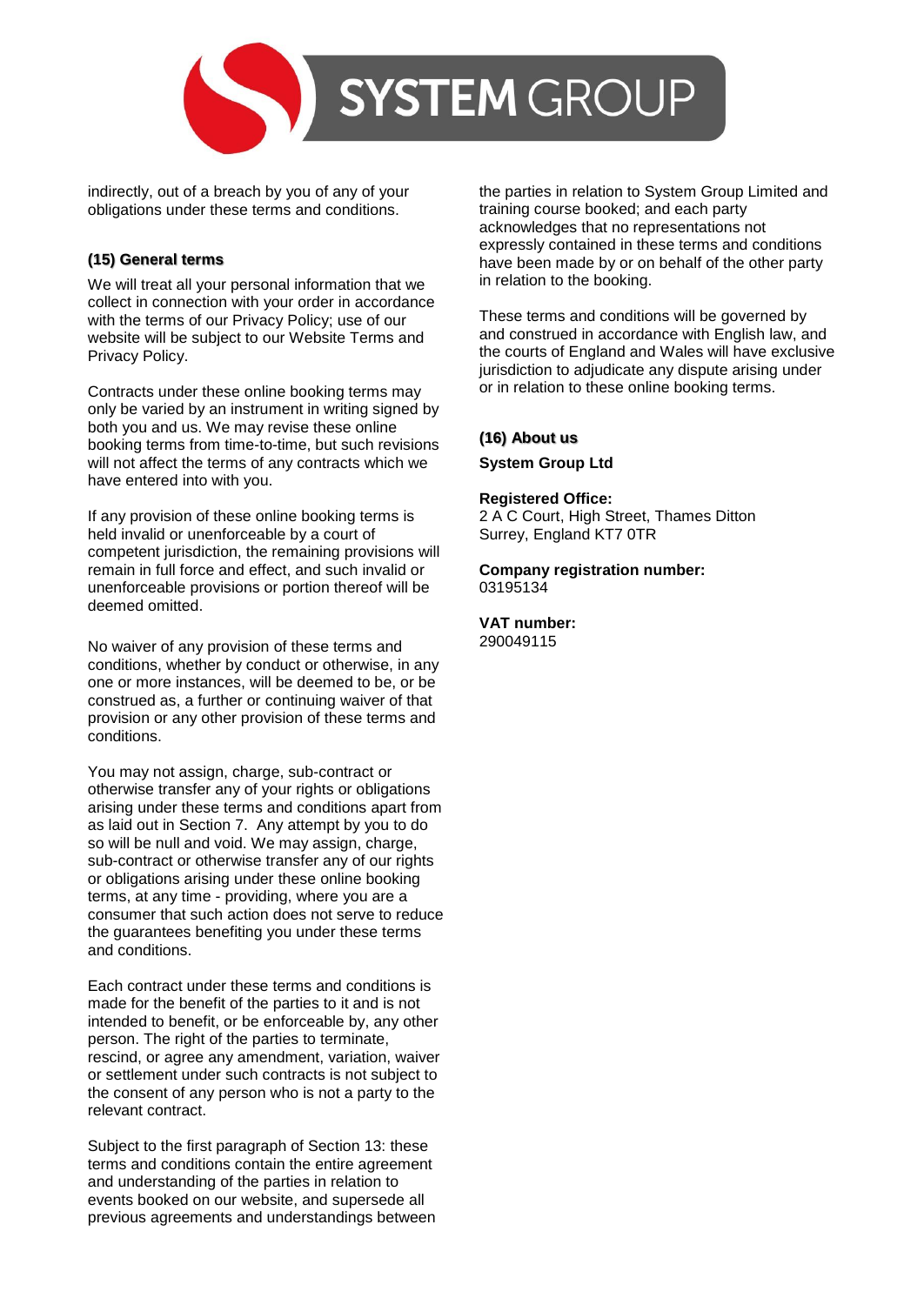indirectly, out of a breach by you of any of your obligations under these terms and conditions.

### (15) General terms

We will treat all your personal information that we collect in connection with your order in accordance with the terms of our Privacy Policy; use of our website will be subject to our Website Terms and Privacy Policy.

Contracts under these online booking terms may only be varied by an instrument in writing signed by both you and us. We may revise these online booking terms from time-to-time, but such revisions will not affect the terms of any contracts which we have entered into with you.

If any provision of these online booking terms is held invalid or unenforceable by a court of competent jurisdiction, the remaining provisions will remain in full force and effect, and such invalid or unenforceable provisions or portion thereof will be deemed omitted.

No waiver of any provision of these terms and conditions, whether by conduct or otherwise, in any one or more instances, will be deemed to be, or be construed as, a further or continuing waiver of that provision or any other provision of these terms and conditions.

You may not assign, charge, sub-contract or otherwise transfer any of your rights or obligations arising under these terms and conditions apart from as laid out in Section 7. Any attempt by you to do so will be null and void. We may assign, charge, sub-contract or otherwise transfer any of our rights or obligations arising under these online booking terms, at any time - providing, where you are a consumer that such action does not serve to reduce the guarantees benefiting you under these terms and conditions.

Each contract under these terms and conditions is made for the benefit of the parties to it and is not intended to benefit, or be enforceable by, any other person. The right of the parties to terminate, rescind, or agree any amendment, variation, waiver or settlement under such contracts is not subject to the consent of any person who is not a party to the relevant contract.

Subject to the first paragraph of Section 13: these terms and conditions contain the entire agreement and understanding of the parties in relation to events booked on our website, and supersede all previous agreements and understandings between the parties in relation to System Group Limited and training course booked; and each party acknowledges that no representations not expressly contained in these terms and conditions have been made by or on behalf of the other party in relation to the booking.

These terms and conditions will be governed by and construed in accordance with English law, and the courts of England and Wales will have exclusive jurisdiction to adjudicate any dispute arising under or in relation to these online booking terms.

### (16) About us

**System Group Ltd**

**Registered Office:**
2 A C Court, High Street, Thames Ditton
Surrey, England KT7 0TR

**Company registration number:**
03195134

**VAT number:**
290049115